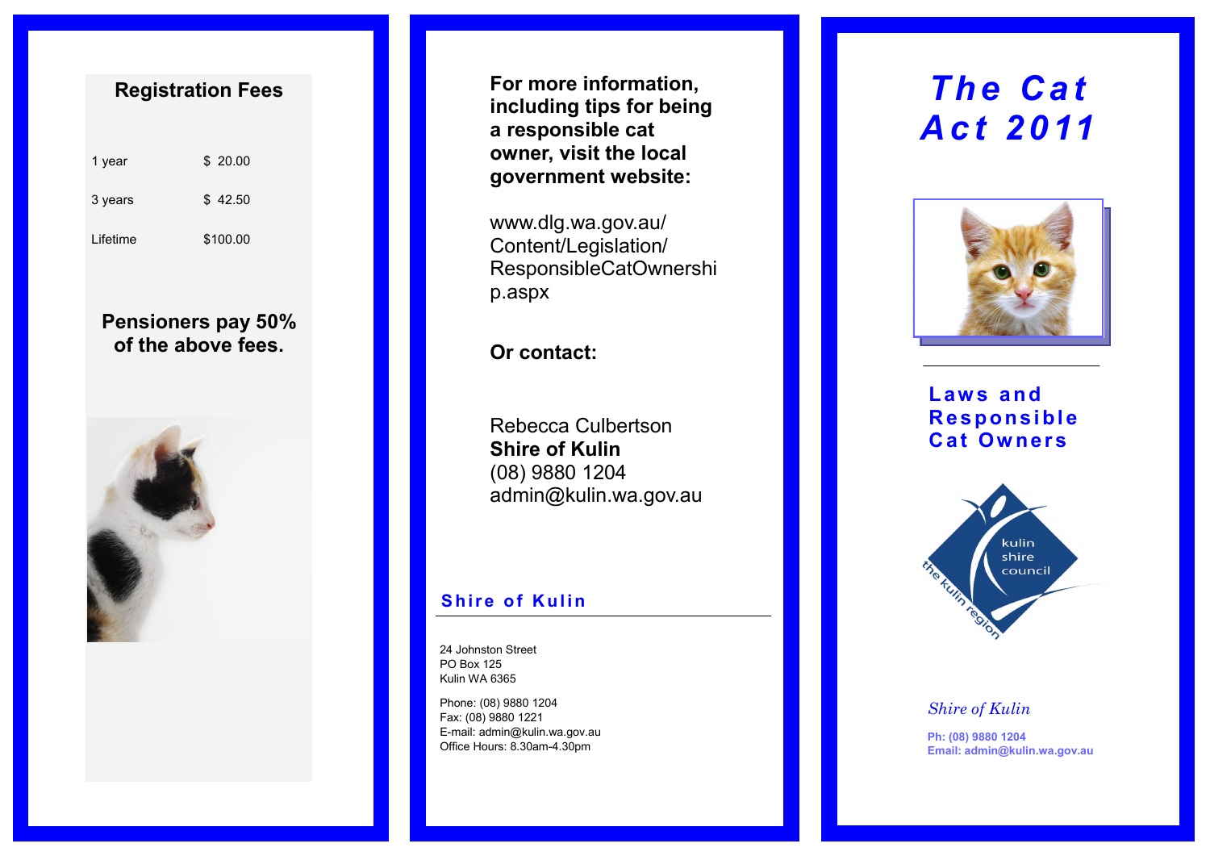## Registration Fees

| | |
|---|---|
| 1 year | $ 20.00 |
| 3 years | $ 42.50 |
| Lifetime | $100.00 |

**Pensioners pay 50% of the above fees.**

**For more information, including tips for being a responsible cat owner, visit the local government website:**

www.dlg.wa.gov.au/Content/Legislation/ResponsibleCatOwnership.aspx

**Or contact:**

Rebecca Culbertson
**Shire of Kulin**
(08) 9880 1204
admin@kulin.wa.gov.au

### Shire of Kulin

24 Johnston Street
PO Box 125
Kulin WA 6365

Phone: (08) 9880 1204
Fax: (08) 9880 1221
E-mail: admin@kulin.wa.gov.au
Office Hours: 8.30am-4.30pm

# The Cat Act 2011

## Laws and Responsible Cat Owners

kulin shire council
the kulin region

*Shire of Kulin*

**Ph: (08) 9880 1204**
**Email: admin@kulin.wa.gov.au**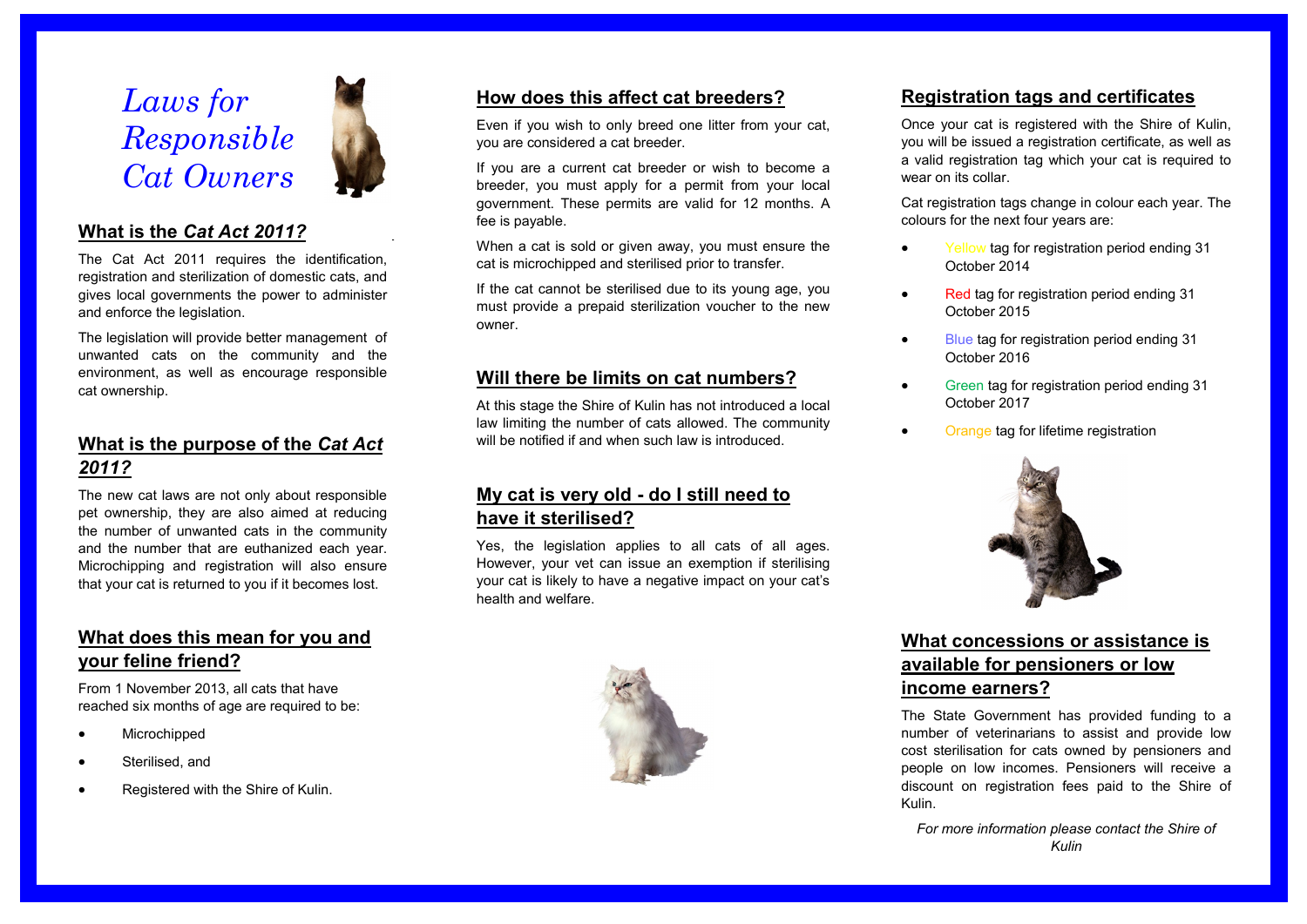# *Laws for Responsible Cat Owners*

## What is the *Cat Act 2011?*

The Cat Act 2011 requires the identification, registration and sterilization of domestic cats, and gives local governments the power to administer and enforce the legislation.

The legislation will provide better management of unwanted cats on the community and the environment, as well as encourage responsible cat ownership.

## What is the purpose of the *Cat Act 2011?*

The new cat laws are not only about responsible pet ownership, they are also aimed at reducing the number of unwanted cats in the community and the number that are euthanized each year. Microchipping and registration will also ensure that your cat is returned to you if it becomes lost.

## What does this mean for you and your feline friend?

From 1 November 2013, all cats that have reached six months of age are required to be:

- Microchipped
- Sterilised, and
- Registered with the Shire of Kulin.

## How does this affect cat breeders?

Even if you wish to only breed one litter from your cat, you are considered a cat breeder.

If you are a current cat breeder or wish to become a breeder, you must apply for a permit from your local government. These permits are valid for 12 months. A fee is payable.

When a cat is sold or given away, you must ensure the cat is microchipped and sterilised prior to transfer.

If the cat cannot be sterilised due to its young age, you must provide a prepaid sterilization voucher to the new owner.

## Will there be limits on cat numbers?

At this stage the Shire of Kulin has not introduced a local law limiting the number of cats allowed. The community will be notified if and when such law is introduced.

## My cat is very old - do I still need to have it sterilised?

Yes, the legislation applies to all cats of all ages. However, your vet can issue an exemption if sterilising your cat is likely to have a negative impact on your cat's health and welfare.

## Registration tags and certificates

Once your cat is registered with the Shire of Kulin, you will be issued a registration certificate, as well as a valid registration tag which your cat is required to wear on its collar.

Cat registration tags change in colour each year. The colours for the next four years are:

- Yellow tag for registration period ending 31 October 2014
- Red tag for registration period ending 31 October 2015
- Blue tag for registration period ending 31 October 2016
- Green tag for registration period ending 31 October 2017
- Orange tag for lifetime registration

## What concessions or assistance is available for pensioners or low income earners?

The State Government has provided funding to a number of veterinarians to assist and provide low cost sterilisation for cats owned by pensioners and people on low incomes. Pensioners will receive a discount on registration fees paid to the Shire of Kulin.

*For more information please contact the Shire of Kulin*